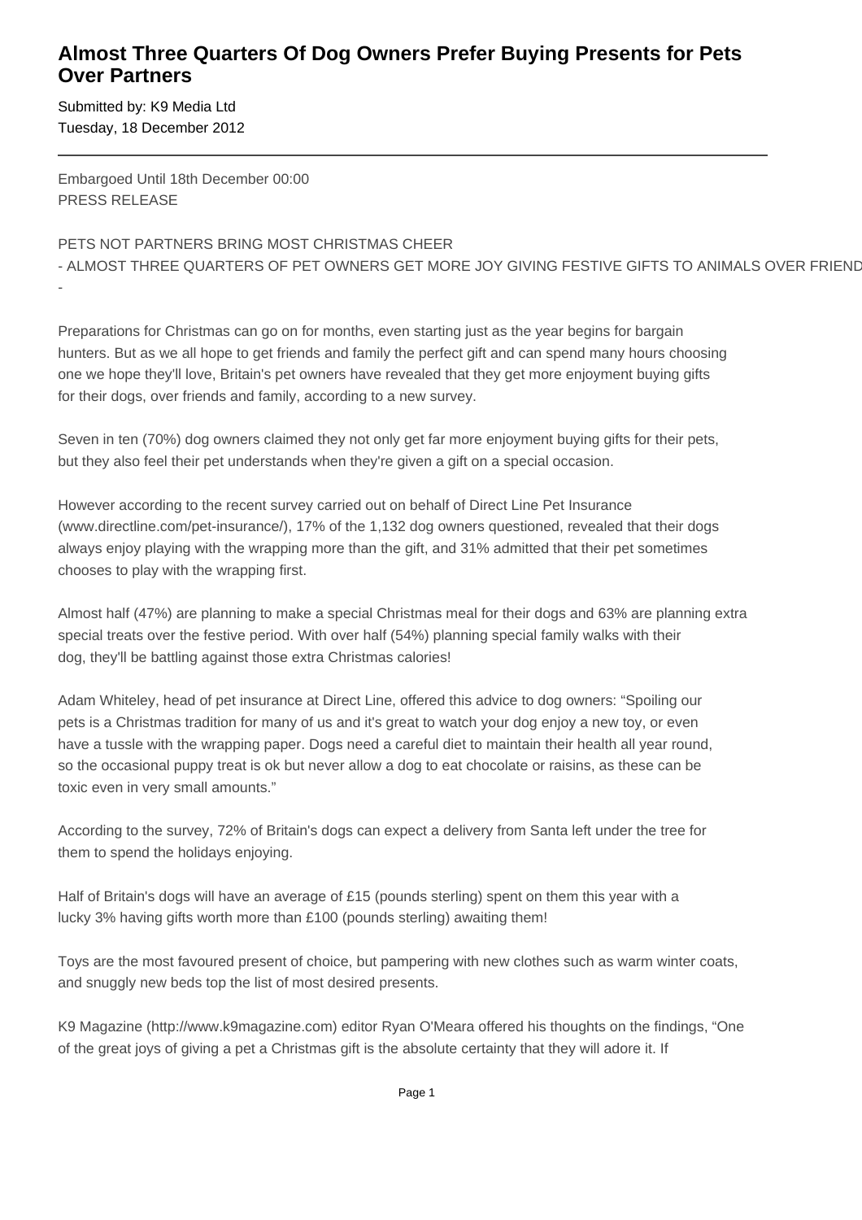# Almost Three Quarters Of Dog Owners Prefer Buying Presents for Pets Over Partners

Submitted by: K9 Media Ltd
Tuesday, 18 December 2012

---

Embargoed Until 18th December 00:00
PRESS RELEASE

PETS NOT PARTNERS BRING MOST CHRISTMAS CHEER
- ALMOST THREE QUARTERS OF PET OWNERS GET MORE JOY GIVING FESTIVE GIFTS TO ANIMALS OVER FRIEND
-

Preparations for Christmas can go on for months, even starting just as the year begins for bargain hunters. But as we all hope to get friends and family the perfect gift and can spend many hours choosing one we hope they'll love, Britain's pet owners have revealed that they get more enjoyment buying gifts for their dogs, over friends and family, according to a new survey.

Seven in ten (70%) dog owners claimed they not only get far more enjoyment buying gifts for their pets, but they also feel their pet understands when they're given a gift on a special occasion.

However according to the recent survey carried out on behalf of Direct Line Pet Insurance (www.directline.com/pet-insurance/), 17% of the 1,132 dog owners questioned, revealed that their dogs always enjoy playing with the wrapping more than the gift, and 31% admitted that their pet sometimes chooses to play with the wrapping first.

Almost half (47%) are planning to make a special Christmas meal for their dogs and 63% are planning extra special treats over the festive period. With over half (54%) planning special family walks with their dog, they'll be battling against those extra Christmas calories!

Adam Whiteley, head of pet insurance at Direct Line, offered this advice to dog owners: "Spoiling our pets is a Christmas tradition for many of us and it's great to watch your dog enjoy a new toy, or even have a tussle with the wrapping paper. Dogs need a careful diet to maintain their health all year round, so the occasional puppy treat is ok but never allow a dog to eat chocolate or raisins, as these can be toxic even in very small amounts."

According to the survey, 72% of Britain's dogs can expect a delivery from Santa left under the tree for them to spend the holidays enjoying.

Half of Britain's dogs will have an average of £15 (pounds sterling) spent on them this year with a lucky 3% having gifts worth more than £100 (pounds sterling) awaiting them!

Toys are the most favoured present of choice, but pampering with new clothes such as warm winter coats, and snuggly new beds top the list of most desired presents.

K9 Magazine (http://www.k9magazine.com) editor Ryan O'Meara offered his thoughts on the findings, "One of the great joys of giving a pet a Christmas gift is the absolute certainty that they will adore it. If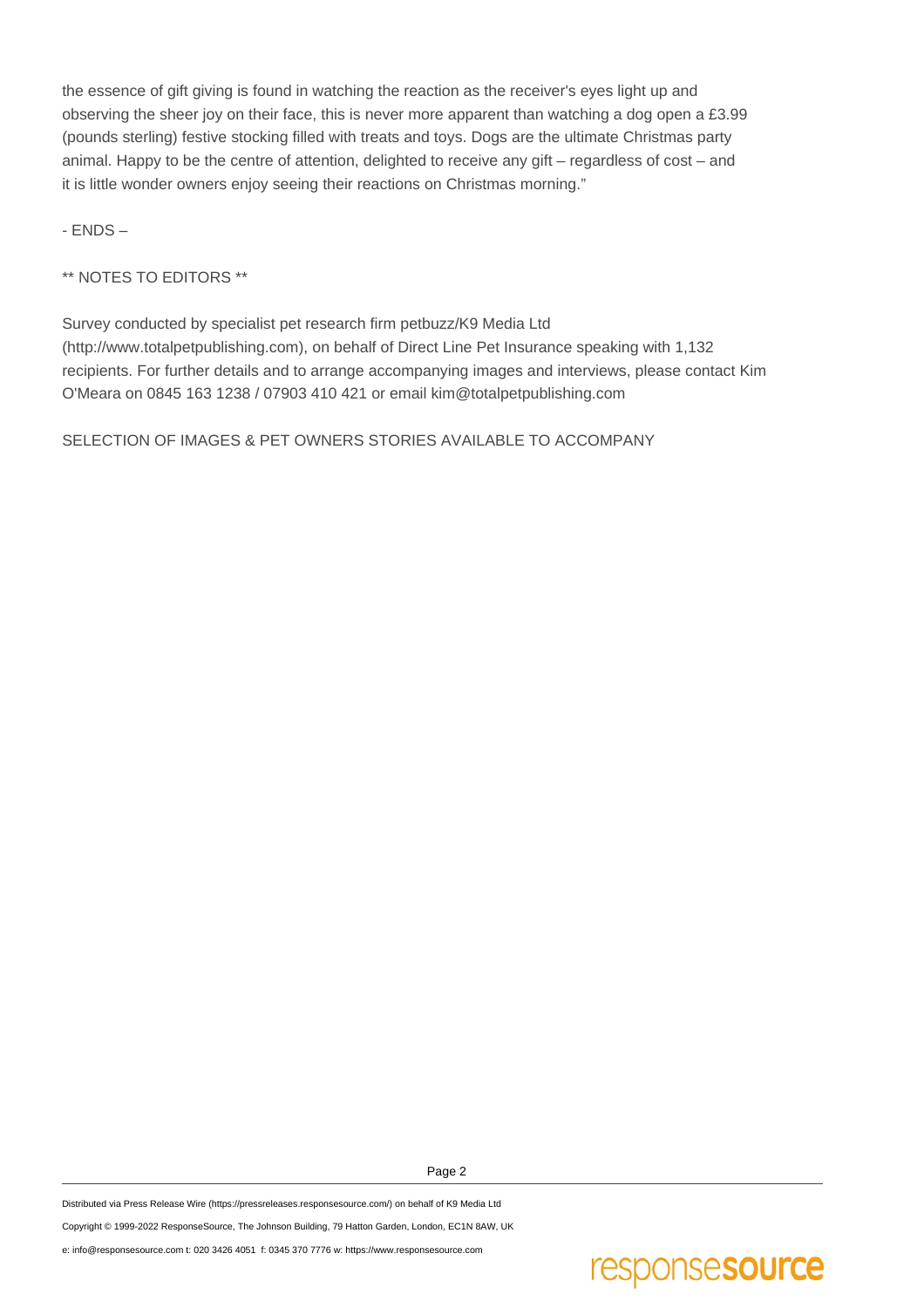the essence of gift giving is found in watching the reaction as the receiver's eyes light up and observing the sheer joy on their face, this is never more apparent than watching a dog open a £3.99 (pounds sterling) festive stocking filled with treats and toys. Dogs are the ultimate Christmas party animal. Happy to be the centre of attention, delighted to receive any gift – regardless of cost – and it is little wonder owners enjoy seeing their reactions on Christmas morning."

- ENDS –

** NOTES TO EDITORS **

Survey conducted by specialist pet research firm petbuzz/K9 Media Ltd (http://www.totalpetpublishing.com), on behalf of Direct Line Pet Insurance speaking with 1,132 recipients. For further details and to arrange accompanying images and interviews, please contact Kim O'Meara on 0845 163 1238 / 07903 410 421 or email kim@totalpetpublishing.com

SELECTION OF IMAGES & PET OWNERS STORIES AVAILABLE TO ACCOMPANY